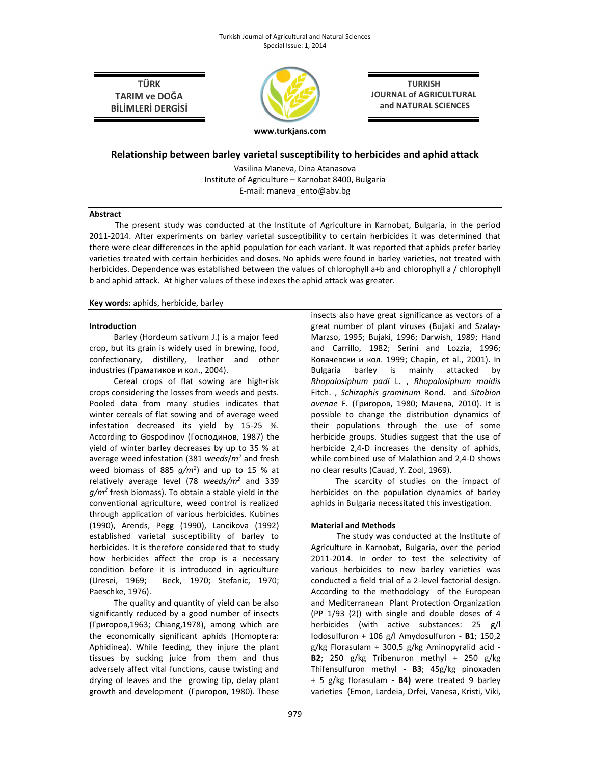# Relationship between barley varietal susceptibility to herbicides and aphid attack

Vasilina Maneva, Dina Atanasova

Institute of Agriculture – Karnobat 8400, Bulgaria

E-mail: maneva_ento@abv.bg

## Abstract

The present study was conducted at the Institute of Agriculture in Karnobat, Bulgaria, in the period 2011-2014. After experiments on barley varietal susceptibility to certain herbicides it was determined that there were clear differences in the aphid population for each variant. It was reported that aphids prefer barley varieties treated with certain herbicides and doses. No aphids were found in barley varieties, not treated with herbicides. Dependence was established between the values of chlorophyll a+b and chlorophyll a / chlorophyll b and aphid attack. At higher values of these indexes the aphid attack was greater.

**Key words:** aphids, herbicide, barley

## Introduction

Barley (Hordeum sativum J.) is a major feed crop, but its grain is widely used in brewing, food, confectionary, distillery, leather and other industries (Граматиков и кол., 2004).

Cereal crops of flat sowing are high-risk crops considering the losses from weeds and pests. Pooled data from many studies indicates that winter cereals of flat sowing and of average weed infestation decreased its yield by 15-25 %. According to Gospodinov (Господинов, 1987) the yield of winter barley decreases by up to 35 % at average weed infestation (381 *weeds/m*$^2$ and fresh weed biomass of 885 *g/m*$^2$) and up to 15 % at relatively average level (78 *weeds/m*$^2$ and 339 *g/m*$^2$ fresh biomass). To obtain a stable yield in the conventional agriculture, weed control is realized through application of various herbicides. Kubines (1990), Arends, Pegg (1990), Lancikova (1992) established varietal susceptibility of barley to herbicides. It is therefore considered that to study how herbicides affect the crop is a necessary condition before it is introduced in agriculture (Uresei, 1969; Beck, 1970; Stefanic, 1970; Paeschke, 1976).

The quality and quantity of yield can be also significantly reduced by a good number of insects (Григоров,1963; Chiang,1978), among which are the economically significant aphids (Homoptera: Aphidinea). While feeding, they injure the plant tissues by sucking juice from them and thus adversely affect vital functions, cause twisting and drying of leaves and the growing tip, delay plant growth and development (Григоров, 1980). These insects also have great significance as vectors of a great number of plant viruses (Bujaki and Szalay-Marzso, 1995; Bujaki, 1996; Darwish, 1989; Hand and Carrillo, 1982; Serini and Lozzia, 1996; Ковачевски и кол. 1999; Chapin, et al., 2001). In Bulgaria barley is mainly attacked by *Rhopalosiphum padi* L. , *Rhopalosiphum maidis* Fitch. , *Schizaphis graminum* Rond. and *Sitobion avenae* F. (Григоров, 1980; Манева, 2010). It is possible to change the distribution dynamics of their populations through the use of some herbicide groups. Studies suggest that the use of herbicide 2,4-D increases the density of aphids, while combined use of Malathion and 2,4-D shows no clear results (Cauad, Y. Zool, 1969).

The scarcity of studies on the impact of herbicides on the population dynamics of barley aphids in Bulgaria necessitated this investigation.

## Material and Methods

The study was conducted at the Institute of Agriculture in Karnobat, Bulgaria, over the period 2011-2014. In order to test the selectivity of various herbicides to new barley varieties was conducted a field trial of a 2-level factorial design. According to the methodology of the European and Mediterranean Plant Protection Organization (PP 1/93 (2)) with single and double doses of 4 herbicides (with active substances: 25 g/l Iodosulfuron + 106 g/l Amydosulfuron - **B1**; 150,2 g/kg Florasulam + 300,5 g/kg Aminopyralid acid - **B2**; 250 g/kg Tribenuron methyl + 250 g/kg Thifensulfuron methyl - **B3**; 45g/kg pinoxaden + 5 g/kg florasulam - **B4)** were treated 9 barley varieties (Emon, Lardeia, Orfei, Vanesa, Kristi, Viki,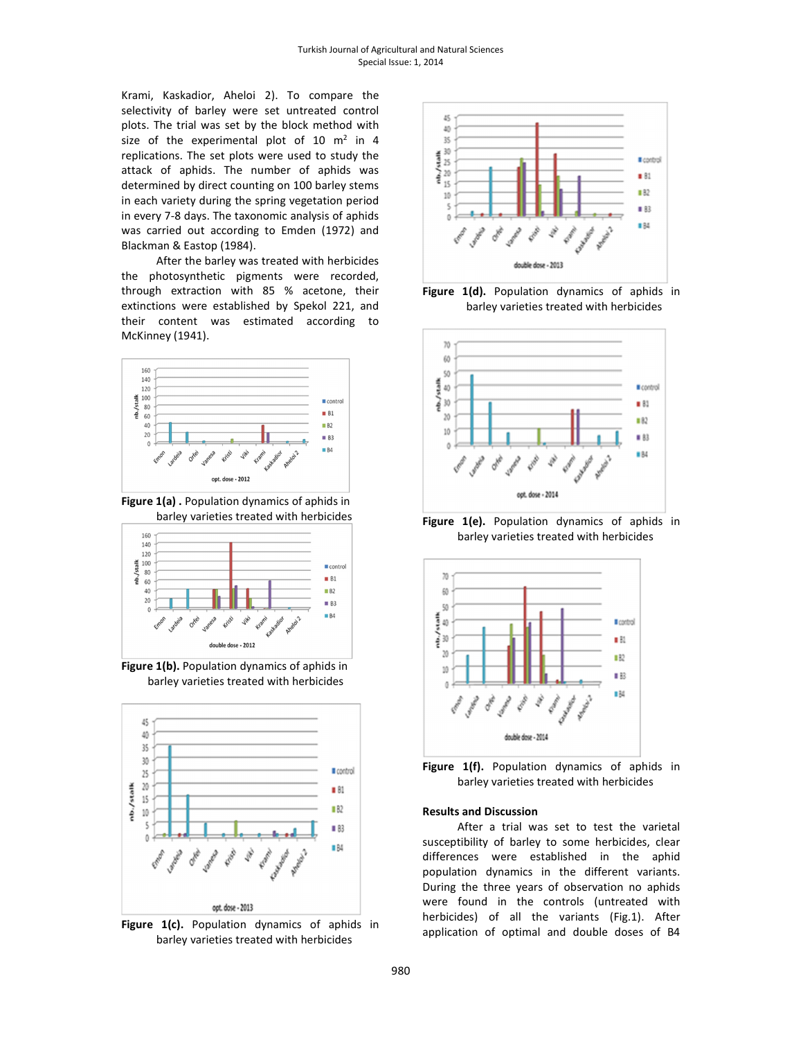Krami, Kaskadior, Aheloi 2). To compare the selectivity of barley were set untreated control plots. The trial was set by the block method with size of the experimental plot of 10 m$^2$ in 4 replications. The set plots were used to study the attack of aphids. The number of aphids was determined by direct counting on 100 barley stems in each variety during the spring vegetation period in every 7-8 days. The taxonomic analysis of aphids was carried out according to Emden (1972) and Blackman & Eastop (1984).

After the barley was treated with herbicides the photosynthetic pigments were recorded, through extraction with 85 % acetone, their extinctions were established by Spekol 221, and their content was estimated according to McKinney (1941).

**Figure 1(a)** . Population dynamics of aphids in barley varieties treated with herbicides

**Figure 1(b).** Population dynamics of aphids in barley varieties treated with herbicides

**Figure 1(c).** Population dynamics of aphids in barley varieties treated with herbicides

**Figure 1(d).** Population dynamics of aphids in barley varieties treated with herbicides

**Figure 1(e).** Population dynamics of aphids in barley varieties treated with herbicides

**Figure 1(f).** Population dynamics of aphids in barley varieties treated with herbicides

## Results and Discussion

After a trial was set to test the varietal susceptibility of barley to some herbicides, clear differences were established in the aphid population dynamics in the different variants. During the three years of observation no aphids were found in the controls (untreated with herbicides) of all the variants (Fig.1). After application of optimal and double doses of B4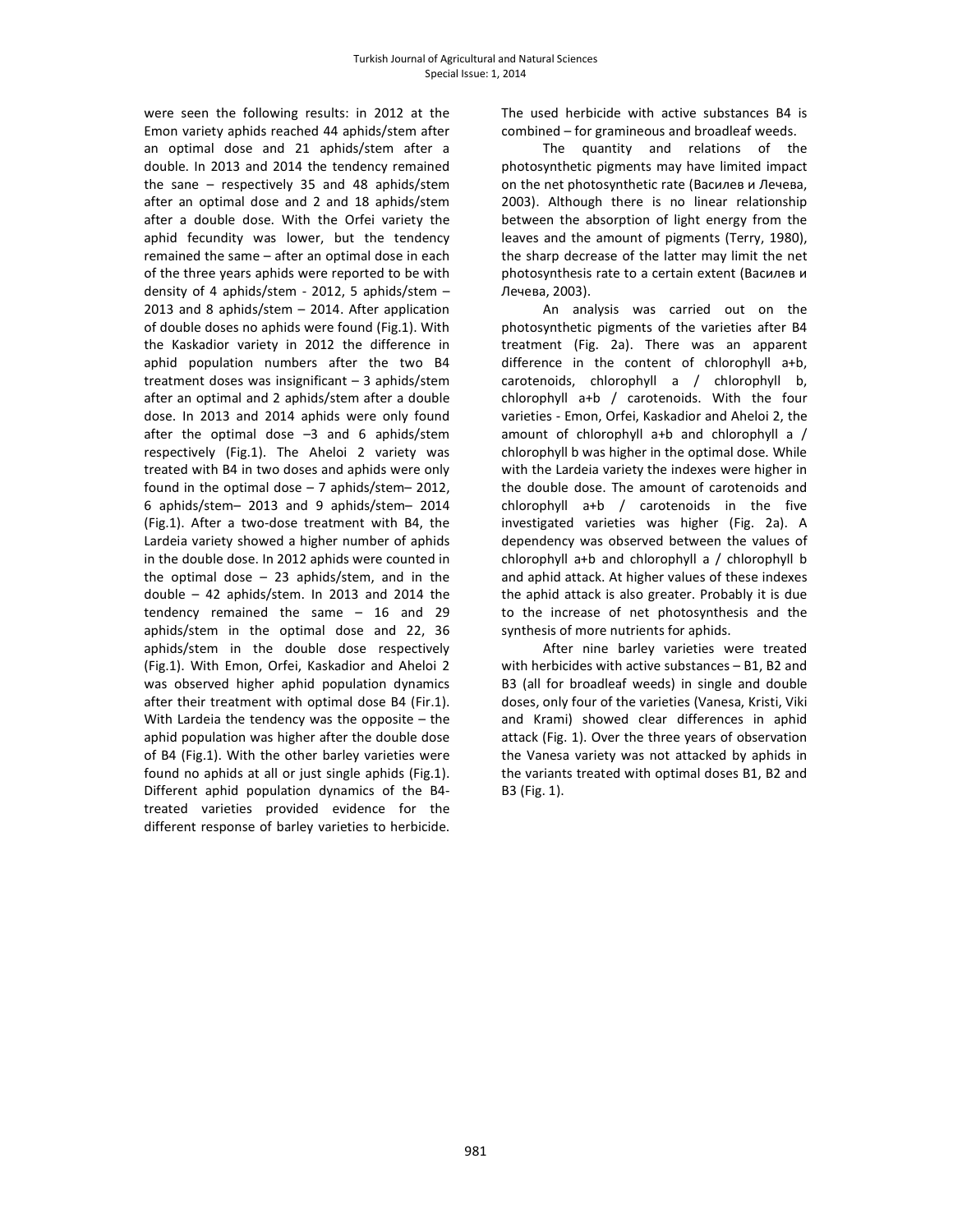were seen the following results: in 2012 at the Emon variety aphids reached 44 aphids/stem after an optimal dose and 21 aphids/stem after a double. In 2013 and 2014 the tendency remained the sane – respectively 35 and 48 aphids/stem after an optimal dose and 2 and 18 aphids/stem after a double dose. With the Orfei variety the aphid fecundity was lower, but the tendency remained the same – after an optimal dose in each of the three years aphids were reported to be with density of 4 aphids/stem - 2012, 5 aphids/stem – 2013 and 8 aphids/stem – 2014. After application of double doses no aphids were found (Fig.1). With the Kaskadior variety in 2012 the difference in aphid population numbers after the two B4 treatment doses was insignificant – 3 aphids/stem after an optimal and 2 aphids/stem after a double dose. In 2013 and 2014 aphids were only found after the optimal dose –3 and 6 aphids/stem respectively (Fig.1). The Aheloi 2 variety was treated with B4 in two doses and aphids were only found in the optimal dose – 7 aphids/stem– 2012, 6 aphids/stem– 2013 and 9 aphids/stem– 2014 (Fig.1). After a two-dose treatment with B4, the Lardeia variety showed a higher number of aphids in the double dose. In 2012 aphids were counted in the optimal dose – 23 aphids/stem, and in the double – 42 aphids/stem. In 2013 and 2014 the tendency remained the same – 16 and 29 aphids/stem in the optimal dose and 22, 36 aphids/stem in the double dose respectively (Fig.1). With Emon, Orfei, Kaskadior and Aheloi 2 was observed higher aphid population dynamics after their treatment with optimal dose B4 (Fir.1). With Lardeia the tendency was the opposite – the aphid population was higher after the double dose of B4 (Fig.1). With the other barley varieties were found no aphids at all or just single aphids (Fig.1). Different aphid population dynamics of the B4-treated varieties provided evidence for the different response of barley varieties to herbicide. The used herbicide with active substances B4 is combined – for gramineous and broadleaf weeds.

The quantity and relations of the photosynthetic pigments may have limited impact on the net photosynthetic rate (Василев и Лечева, 2003). Although there is no linear relationship between the absorption of light energy from the leaves and the amount of pigments (Terry, 1980), the sharp decrease of the latter may limit the net photosynthesis rate to a certain extent (Василев и Лечева, 2003).

An analysis was carried out on the photosynthetic pigments of the varieties after B4 treatment (Fig. 2a). There was an apparent difference in the content of chlorophyll a+b, carotenoids, chlorophyll a / chlorophyll b, chlorophyll a+b / carotenoids. With the four varieties - Emon, Orfei, Kaskadior and Aheloi 2, the amount of chlorophyll a+b and chlorophyll a / chlorophyll b was higher in the optimal dose. While with the Lardeia variety the indexes were higher in the double dose. The amount of carotenoids and chlorophyll a+b / carotenoids in the five investigated varieties was higher (Fig. 2a). A dependency was observed between the values of chlorophyll a+b and chlorophyll a / chlorophyll b and aphid attack. At higher values of these indexes the aphid attack is also greater. Probably it is due to the increase of net photosynthesis and the synthesis of more nutrients for aphids.

After nine barley varieties were treated with herbicides with active substances – B1, B2 and B3 (all for broadleaf weeds) in single and double doses, only four of the varieties (Vanesa, Kristi, Viki and Krami) showed clear differences in aphid attack (Fig. 1). Over the three years of observation the Vanesa variety was not attacked by aphids in the variants treated with optimal doses B1, B2 and B3 (Fig. 1).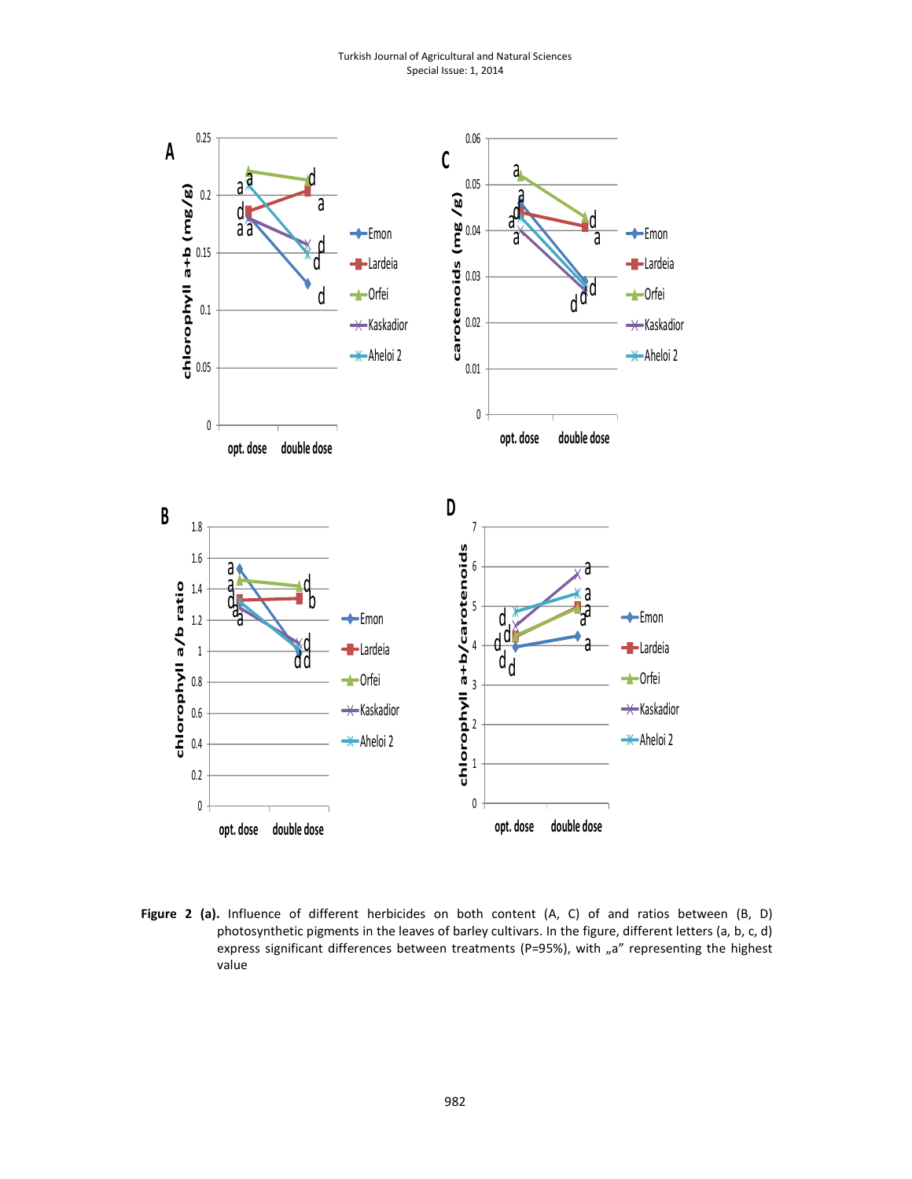**Figure 2 (a).** Influence of different herbicides on both content (A, C) of and ratios between (B, D) photosynthetic pigments in the leaves of barley cultivars. In the figure, different letters (a, b, c, d) express significant differences between treatments (P=95%), with „a" representing the highest value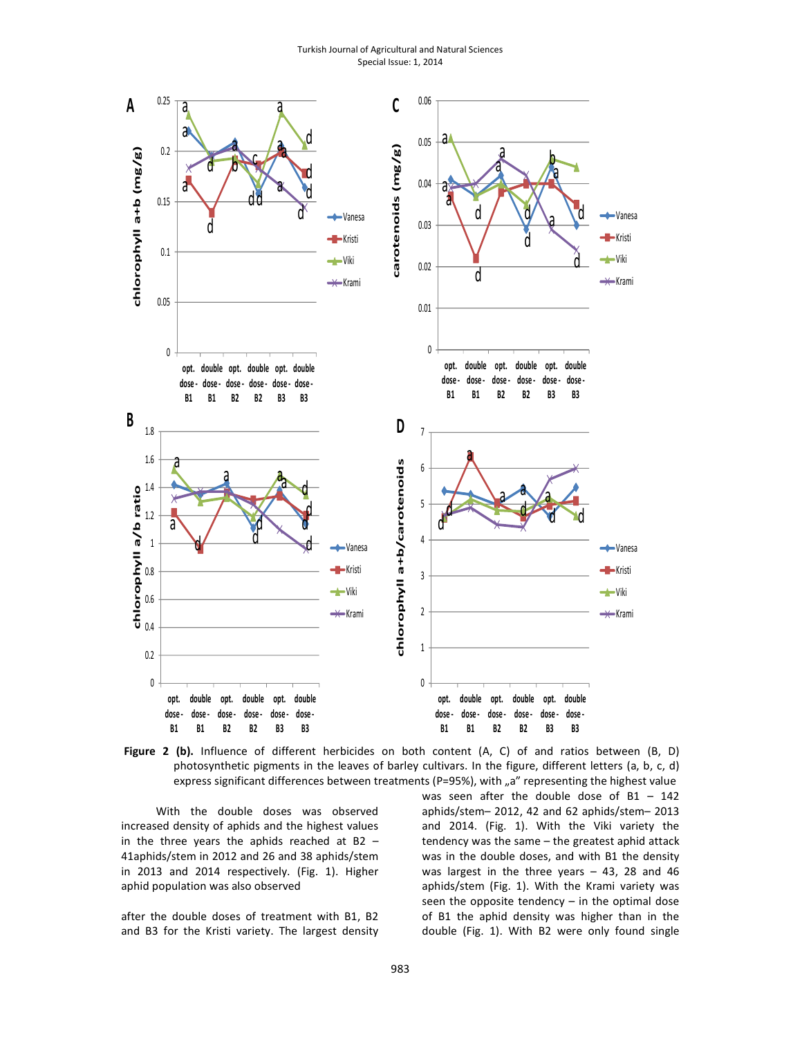**Figure 2 (b).** Influence of different herbicides on both content (A, C) of and ratios between (B, D) photosynthetic pigments in the leaves of barley cultivars. In the figure, different letters (a, b, c, d) express significant differences between treatments (P=95%), with „a" representing the highest value

With the double doses was observed increased density of aphids and the highest values in the three years the aphids reached at B2 – 41aphids/stem in 2012 and 26 and 38 aphids/stem in 2013 and 2014 respectively. (Fig. 1). Higher aphid population was also observed

after the double doses of treatment with B1, B2 and B3 for the Kristi variety. The largest density was seen after the double dose of B1 – 142 aphids/stem– 2012, 42 and 62 aphids/stem– 2013 and 2014. (Fig. 1). With the Viki variety the tendency was the same – the greatest aphid attack was in the double doses, and with B1 the density was largest in the three years – 43, 28 and 46 aphids/stem (Fig. 1). With the Krami variety was seen the opposite tendency – in the optimal dose of B1 the aphid density was higher than in the double (Fig. 1). With B2 were only found single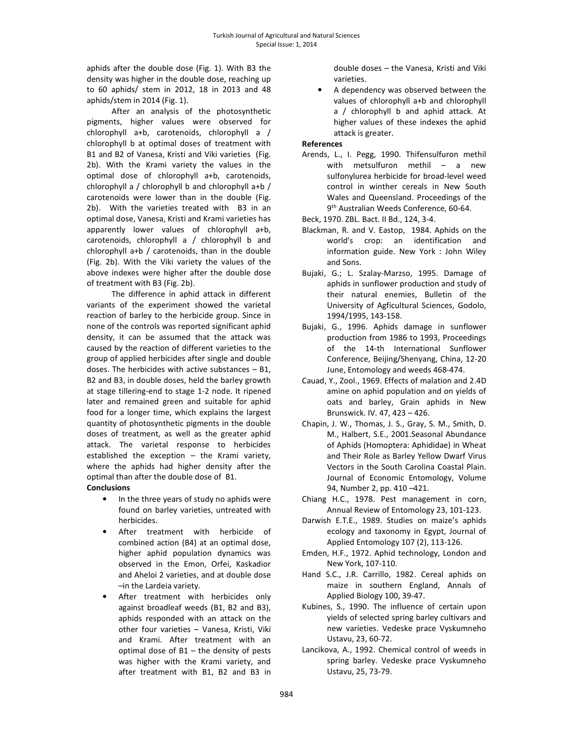aphids after the double dose (Fig. 1). With B3 the density was higher in the double dose, reaching up to 60 aphids/ stem in 2012, 18 in 2013 and 48 aphids/stem in 2014 (Fig. 1).

After an analysis of the photosynthetic pigments, higher values were observed for chlorophyll a+b, carotenoids, chlorophyll a / chlorophyll b at optimal doses of treatment with B1 and B2 of Vanesa, Kristi and Viki varieties (Fig. 2b). With the Krami variety the values in the optimal dose of chlorophyll a+b, carotenoids, chlorophyll a / chlorophyll b and chlorophyll a+b / carotenoids were lower than in the double (Fig. 2b). With the varieties treated with B3 in an optimal dose, Vanesa, Kristi and Krami varieties has apparently lower values of chlorophyll a+b, carotenoids, chlorophyll a / chlorophyll b and chlorophyll a+b / carotenoids, than in the double (Fig. 2b). With the Viki variety the values of the above indexes were higher after the double dose of treatment with B3 (Fig. 2b).

The difference in aphid attack in different variants of the experiment showed the varietal reaction of barley to the herbicide group. Since in none of the controls was reported significant aphid density, it can be assumed that the attack was caused by the reaction of different varieties to the group of applied herbicides after single and double doses. The herbicides with active substances – B1, B2 and B3, in double doses, held the barley growth at stage tillering-end to stage 1-2 node. It ripened later and remained green and suitable for aphid food for a longer time, which explains the largest quantity of photosynthetic pigments in the double doses of treatment, as well as the greater aphid attack. The varietal response to herbicides established the exception – the Krami variety, where the aphids had higher density after the optimal than after the double dose of B1.

**Conclusions**

- In the three years of study no aphids were found on barley varieties, untreated with herbicides.
- After treatment with herbicide of combined action (B4) at an optimal dose, higher aphid population dynamics was observed in the Emon, Orfei, Kaskadior and Aheloi 2 varieties, and at double dose –in the Lardeia variety.
- After treatment with herbicides only against broadleaf weeds (B1, B2 and B3), aphids responded with an attack on the other four varieties – Vanesa, Kristi, Viki and Krami. After treatment with an optimal dose of B1 – the density of pests was higher with the Krami variety, and after treatment with B1, B2 and B3 in double doses – the Vanesa, Kristi and Viki varieties.
- A dependency was observed between the values of chlorophyll a+b and chlorophyll a / chlorophyll b and aphid attack. At higher values of these indexes the aphid attack is greater.

**References**

Arends, L., I. Pegg, 1990. Thifensulfuron methil with metsulfuron methil – a new sulfonylurea herbicide for broad-level weed control in winther cereals in New South Wales and Queensland. Proceedings of the 9th Australian Weeds Conference, 60-64.

Beck, 1970. ZBL. Bact. II Bd., 124, 3-4.

Blackman, R. and V. Eastop, 1984. Aphids on the world's crop: an identification and information guide. New York : John Wiley and Sons.

Bujaki, G.; L. Szalay-Marzso, 1995. Damage of aphids in sunflower production and study of their natural enemies, Bulletin of the University of Agficultural Sciences, Godolo, 1994/1995, 143-158.

Bujaki, G., 1996. Aphids damage in sunflower production from 1986 to 1993, Proceedings of the 14-th International Sunflower Conference, Beijing/Shenyang, China, 12-20 June, Entomology and weeds 468-474.

Cauad, Y., Zool., 1969. Effects of malation and 2.4D amine on aphid population and on yields of oats and barley, Grain aphids in New Brunswick. IV. 47, 423 – 426.

Chapin, J. W., Thomas, J. S., Gray, S. M., Smith, D. M., Halbert, S.E., 2001.Seasonal Abundance of Aphids (Homoptera: Aphididae) in Wheat and Their Role as Barley Yellow Dwarf Virus Vectors in the South Carolina Coastal Plain. Journal of Economic Entomology, Volume 94, Number 2, pp. 410 –421.

Chiang H.C., 1978. Pest management in corn, Annual Review of Entomology 23, 101-123.

Darwish E.T.E., 1989. Studies on maize's aphids ecology and taxonomy in Egypt, Journal of Applied Entomology 107 (2), 113-126.

Emden, H.F., 1972. Aphid technology, London and New York, 107-110.

Hand S.C., J.R. Carrillo, 1982. Cereal aphids on maize in southern England, Annals of Applied Biology 100, 39-47.

Kubines, S., 1990. The influence of certain upon yields of selected spring barley cultivars and new varieties. Vedeske prace Vyskumneho Ustavu, 23, 60-72.

Lancikova, A., 1992. Chemical control of weeds in spring barley. Vedeske prace Vyskumneho Ustavu, 25, 73-79.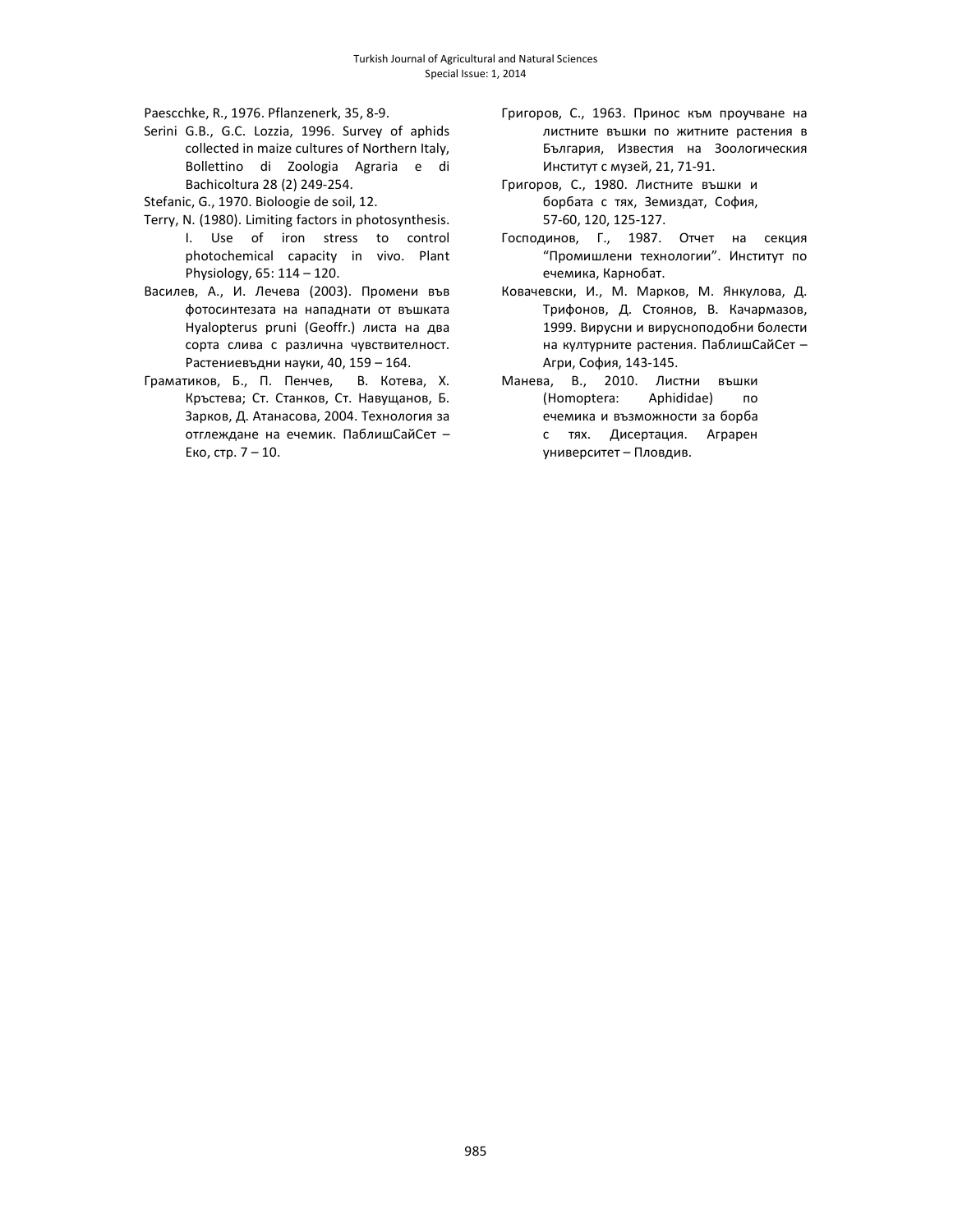Paescchke, R., 1976. Pflanzenerk, 35, 8-9.

Serini G.B., G.C. Lozzia, 1996. Survey of aphids collected in maize cultures of Northern Italy, Bollettino di Zoologia Agraria e di Bachicoltura 28 (2) 249-254.

Stefanic, G., 1970. Bioloogie de soil, 12.

Terry, N. (1980). Limiting factors in photosynthesis. I. Use of iron stress to control photochemical capacity in vivo. Plant Physiology, 65: 114 – 120.

Василев, А., И. Лечева (2003). Промени във фотосинтезата на нападнати от въшката Hyalopterus pruni (Geoffr.) листа на два сорта слива с различна чувствителност. Растениевъдни науки, 40, 159 – 164.

Граматиков, Б., П. Пенчев, В. Котева, Х. Кръстева; Ст. Станков, Ст. Навущанов, Б. Зарков, Д. Атанасова, 2004. Технология за отглеждане на ечемик. ПаблишСайСет – Еко, стр. 7 – 10.

Григоров, С., 1963. Принос към проучване на листните въшки по житните растения в България, Известия на Зоологическия Институт с музей, 21, 71-91.

Григоров, С., 1980. Листните въшки и борбата с тях, Земиздат, София, 57-60, 120, 125-127.

Господинов, Г., 1987. Отчет на секция "Промишлени технологии". Институт по ечемика, Карнобат.

Ковачевски, И., М. Марков, М. Янкулова, Д. Трифонов, Д. Стоянов, В. Качармазов, 1999. Вирусни и вирусноподобни болести на културните растения. ПаблишСайСет – Агри, София, 143-145.

Манева, В., 2010. Листни въшки (Homoptera: Aphididae) по ечемика и възможности за борба с тях. Дисертация. Аграрен университет – Пловдив.